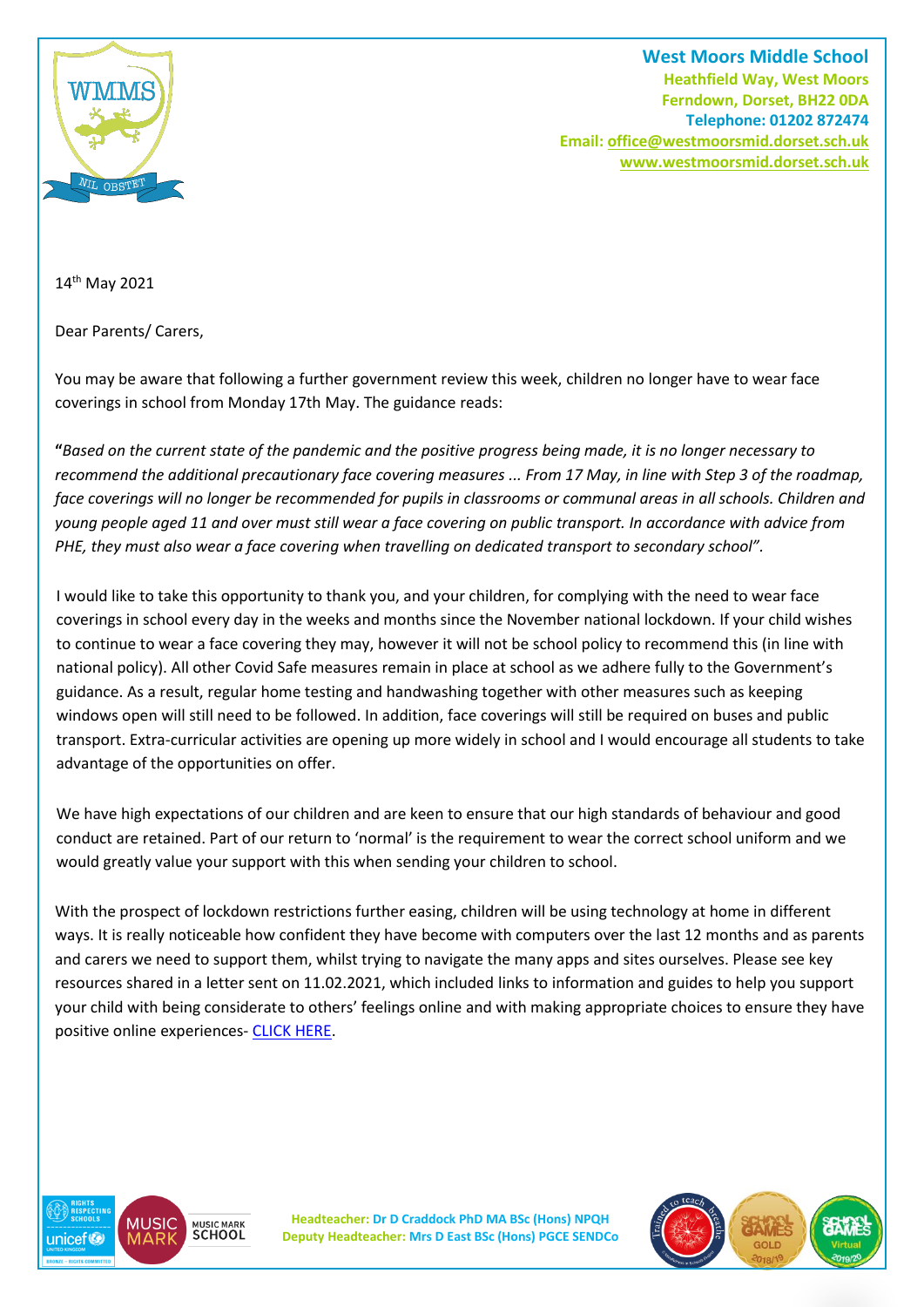**West Moors Middle School**
**Heathfield Way, West Moors**
**Ferndown, Dorset, BH22 0DA**
**Telephone: 01202 872474**
**Email: office@westmoorsmid.dorset.sch.uk**
**www.westmoorsmid.dorset.sch.uk**

14th May 2021

Dear Parents/ Carers,

You may be aware that following a further government review this week, children no longer have to wear face coverings in school from Monday 17th May. The guidance reads:

**"***Based on the current state of the pandemic and the positive progress being made, it is no longer necessary to recommend the additional precautionary face covering measures ... From 17 May, in line with Step 3 of the roadmap, face coverings will no longer be recommended for pupils in classrooms or communal areas in all schools. Children and young people aged 11 and over must still wear a face covering on public transport. In accordance with advice from PHE, they must also wear a face covering when travelling on dedicated transport to secondary school".*

I would like to take this opportunity to thank you, and your children, for complying with the need to wear face coverings in school every day in the weeks and months since the November national lockdown. If your child wishes to continue to wear a face covering they may, however it will not be school policy to recommend this (in line with national policy). All other Covid Safe measures remain in place at school as we adhere fully to the Government's guidance. As a result, regular home testing and handwashing together with other measures such as keeping windows open will still need to be followed. In addition, face coverings will still be required on buses and public transport. Extra-curricular activities are opening up more widely in school and I would encourage all students to take advantage of the opportunities on offer.

We have high expectations of our children and are keen to ensure that our high standards of behaviour and good conduct are retained. Part of our return to 'normal' is the requirement to wear the correct school uniform and we would greatly value your support with this when sending your children to school.

With the prospect of lockdown restrictions further easing, children will be using technology at home in different ways. It is really noticeable how confident they have become with computers over the last 12 months and as parents and carers we need to support them, whilst trying to navigate the many apps and sites ourselves. Please see key resources shared in a letter sent on 11.02.2021, which included links to information and guides to help you support your child with being considerate to others' feelings online and with making appropriate choices to ensure they have positive online experiences- CLICK HERE.

**Headteacher:** Dr D Craddock PhD MA BSc (Hons) NPQH
**Deputy Headteacher:** Mrs D East BSc (Hons) PGCE SENDCo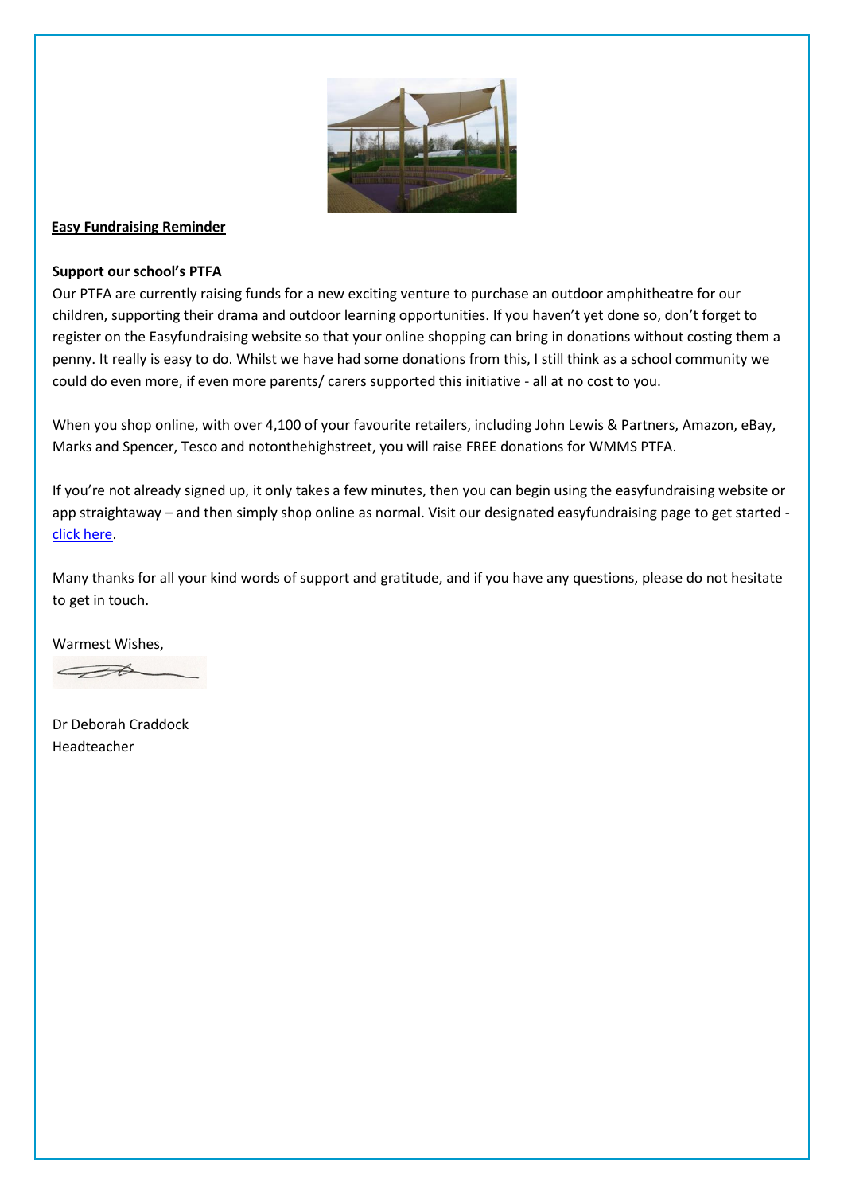**Easy Fundraising Reminder**

**Support our school's PTFA**

Our PTFA are currently raising funds for a new exciting venture to purchase an outdoor amphitheatre for our children, supporting their drama and outdoor learning opportunities. If you haven't yet done so, don't forget to register on the Easyfundraising website so that your online shopping can bring in donations without costing them a penny. It really is easy to do. Whilst we have had some donations from this, I still think as a school community we could do even more, if even more parents/ carers supported this initiative - all at no cost to you.

When you shop online, with over 4,100 of your favourite retailers, including John Lewis & Partners, Amazon, eBay, Marks and Spencer, Tesco and notonthehighstreet, you will raise FREE donations for WMMS PTFA.

If you're not already signed up, it only takes a few minutes, then you can begin using the easyfundraising website or app straightaway – and then simply shop online as normal. Visit our designated easyfundraising page to get started - click here.

Many thanks for all your kind words of support and gratitude, and if you have any questions, please do not hesitate to get in touch.

Warmest Wishes,

Dr Deborah Craddock
Headteacher